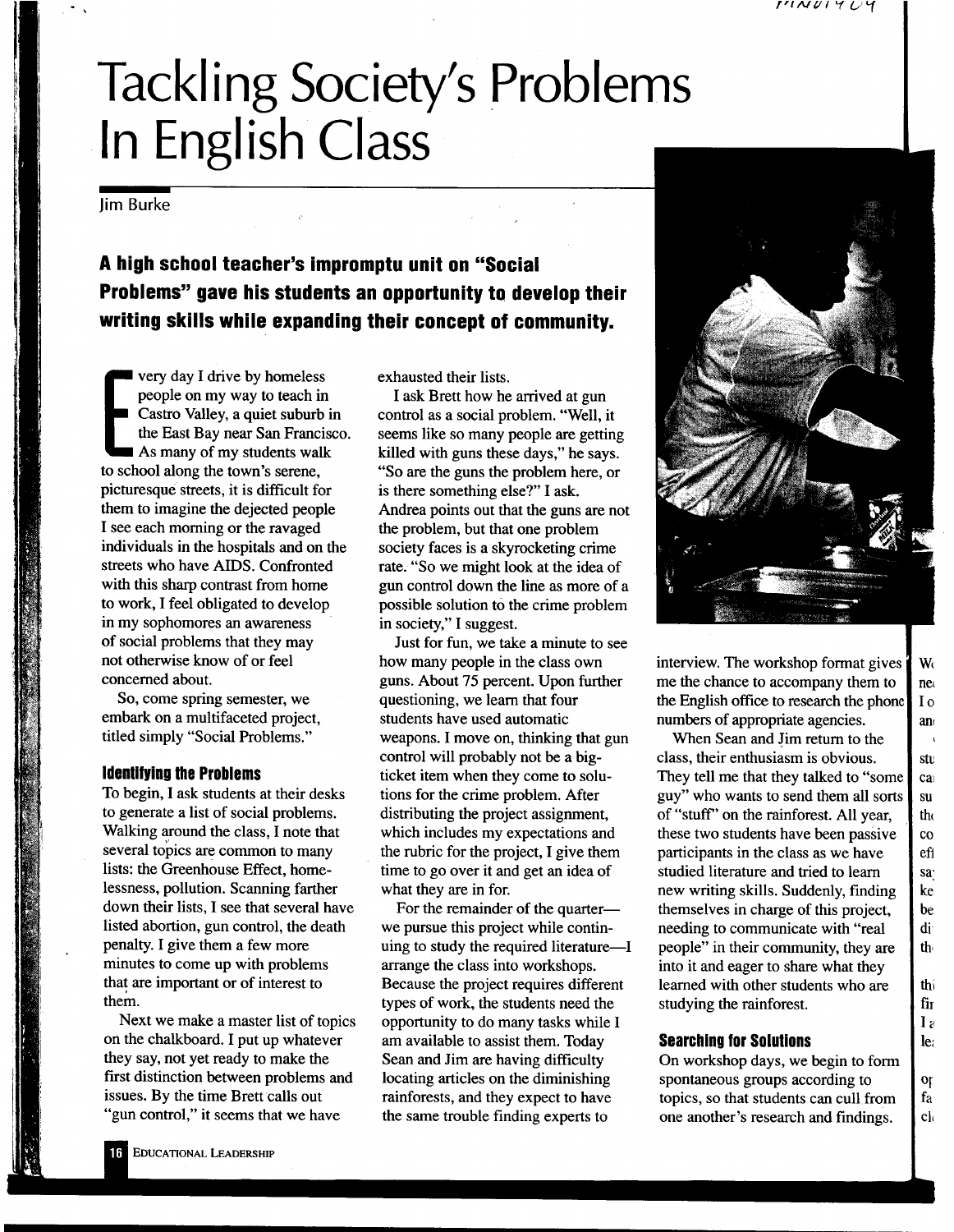# Tackling Society's Problems In English Class

Jim Burke

**A high school teacher's impromptu unit on "Social Problems" gave his students an opportunity to develop their writing skills while expanding their concept of community.**

Every day I drive by homeless people on my way to teach in Castro Valley, a quiet suburb in the East Bay near San Francisco. As many of my students walk to school along the town's serene, picturesque streets, it is difficult for them to imagine the dejected people I see each morning or the ravaged individuals in the hospitals and on the streets who have AIDS. Confronted with this sharp contrast from home to work, I feel obligated to develop in my sophomores an awareness of social problems that they may not otherwise know of or feel concerned about.

So, come spring semester, we embark on a multifaceted project, titled simply "Social Problems."

## Identifying the Problems

To begin, I ask students at their desks to generate a list of social problems. Walking around the class, I note that several topics are common to many lists: the Greenhouse Effect, homelessness, pollution. Scanning farther down their lists, I see that several have listed abortion, gun control, the death penalty. I give them a few more minutes to come up with problems that are important or of interest to them.

Next we make a master list of topics on the chalkboard. I put up whatever they say, not yet ready to make the first distinction between problems and issues. By the time Brett calls out "gun control," it seems that we have exhausted their lists.

I ask Brett how he arrived at gun control as a social problem. "Well, it seems like so many people are getting killed with guns these days," he says. "So are the guns the problem here, or is there something else?" I ask. Andrea points out that the guns are not the problem, but that one problem society faces is a skyrocketing crime rate. "So we might look at the idea of gun control down the line as more of a possible solution to the crime problem in society," I suggest.

Just for fun, we take a minute to see how many people in the class own guns. About 75 percent. Upon further questioning, we learn that four students have used automatic weapons. I move on, thinking that gun control will probably not be a big-ticket item when they come to solutions for the crime problem. After distributing the project assignment, which includes my expectations and the rubric for the project, I give them time to go over it and get an idea of what they are in for.

For the remainder of the quarter—we pursue this project while continuing to study the required literature—I arrange the class into workshops. Because the project requires different types of work, the students need the opportunity to do many tasks while I am available to assist them. Today Sean and Jim are having difficulty locating articles on the diminishing rainforests, and they expect to have the same trouble finding experts to interview. The workshop format gives me the chance to accompany them to the English office to research the phone numbers of appropriate agencies.

When Sean and Jim return to the class, their enthusiasm is obvious. They tell me that they talked to "some guy" who wants to send them all sorts of "stuff" on the rainforest. All year, these two students have been passive participants in the class as we have studied literature and tried to learn new writing skills. Suddenly, finding themselves in charge of this project, needing to communicate with "real people" in their community, they are into it and eager to share what they learned with other students who are studying the rainforest.

## Searching for Solutions

On workshop days, we begin to form spontaneous groups according to topics, so that students can cull from one another's research and findings.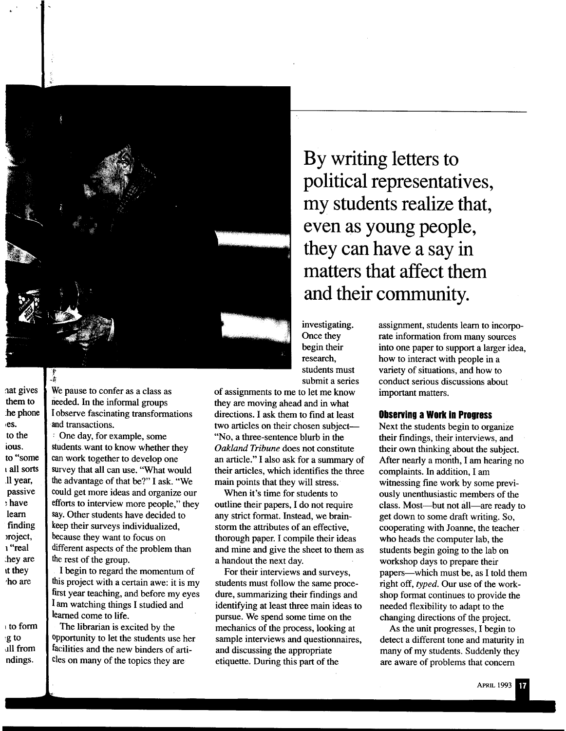By writing letters to political representatives, my students realize that, even as young people, they can have a say in matters that affect them and their community.

We pause to confer as a class as needed. In the informal groups I observe fascinating transformations and transactions.

One day, for example, some students want to know whether they can work together to develop one survey that all can use. "What would the advantage of that be?" I ask. "We could get more ideas and organize our efforts to interview more people," they say. Other students have decided to keep their surveys individualized, because they want to focus on different aspects of the problem than the rest of the group.

I begin to regard the momentum of this project with a certain awe: it is my first year teaching, and before my eyes I am watching things I studied and learned come to life.

The librarian is excited by the opportunity to let the students use her facilities and the new binders of articles on many of the topics they are investigating. Once they begin their research, students must submit a series of assignments to me to let me know they are moving ahead and in what directions. I ask them to find at least two articles on their chosen subject—"No, a three-sentence blurb in the *Oakland Tribune* does not constitute an article." I also ask for a summary of their articles, which identifies the three main points that they will stress.

When it's time for students to outline their papers, I do not require any strict format. Instead, we brainstorm the attributes of an effective, thorough paper. I compile their ideas and mine and give the sheet to them as a handout the next day.

For their interviews and surveys, students must follow the same procedure, summarizing their findings and identifying at least three main ideas to pursue. We spend some time on the mechanics of the process, looking at sample interviews and questionnaires, and discussing the appropriate etiquette. During this part of the assignment, students learn to incorporate information from many sources into one paper to support a larger idea, how to interact with people in a variety of situations, and how to conduct serious discussions about important matters.

### Observing a Work in Progress

Next the students begin to organize their findings, their interviews, and their own thinking about the subject. After nearly a month, I am hearing no complaints. In addition, I am witnessing fine work by some previously unenthusiastic members of the class. Most—but not all—are ready to get down to some draft writing. So, cooperating with Joanne, the teacher who heads the computer lab, the students begin going to the lab on workshop days to prepare their papers—which must be, as I told them right off, *typed*. Our use of the workshop format continues to provide the needed flexibility to adapt to the changing directions of the project.

As the unit progresses, I begin to detect a different tone and maturity in many of my students. Suddenly they are aware of problems that concern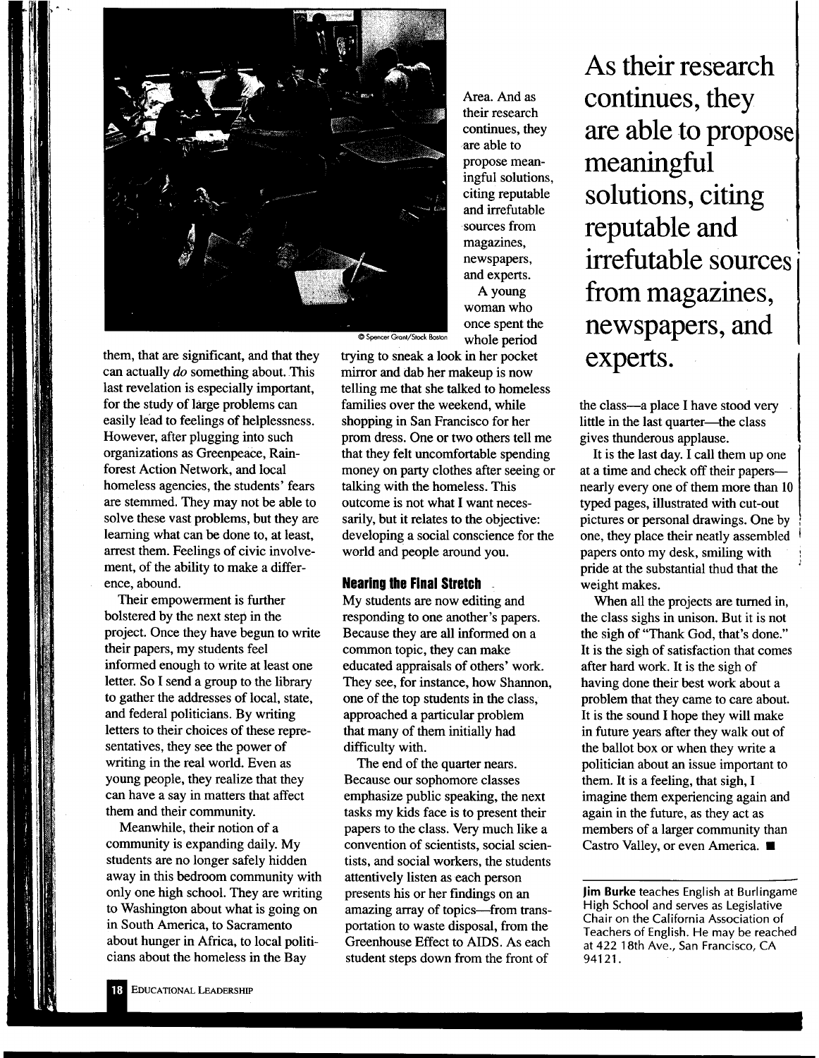them, that are significant, and that they can actually *do* something about. This last revelation is especially important, for the study of large problems can easily lead to feelings of helplessness. However, after plugging into such organizations as Greenpeace, Rainforest Action Network, and local homeless agencies, the students' fears are stemmed. They may not be able to solve these vast problems, but they are learning what can be done to, at least, arrest them. Feelings of civic involvement, of the ability to make a difference, abound.

Their empowerment is further bolstered by the next step in the project. Once they have begun to write their papers, my students feel informed enough to write at least one letter. So I send a group to the library to gather the addresses of local, state, and federal politicians. By writing letters to their choices of these representatives, they see the power of writing in the real world. Even as young people, they realize that they can have a say in matters that affect them and their community.

Meanwhile, their notion of a community is expanding daily. My students are no longer safely hidden away in this bedroom community with only one high school. They are writing to Washington about what is going on in South America, to Sacramento about hunger in Africa, to local politicians about the homeless in the Bay Area. And as their research continues, they are able to propose meaningful solutions, citing reputable and irrefutable sources from magazines, newspapers, and experts.

© Spencer Grant/Stock Boston

A young woman who once spent the whole period trying to sneak a look in her pocket mirror and dab her makeup is now telling me that she talked to homeless families over the weekend, while shopping in San Francisco for her prom dress. One or two others tell me that they felt uncomfortable spending money on party clothes after seeing or talking with the homeless. This outcome is not what I want necessarily, but it relates to the objective: developing a social conscience for the world and people around you.

## Nearing the Final Stretch

My students are now editing and responding to one another's papers. Because they are all informed on a common topic, they can make educated appraisals of others' work. They see, for instance, how Shannon, one of the top students in the class, approached a particular problem that many of them initially had difficulty with.

The end of the quarter nears. Because our sophomore classes emphasize public speaking, the next tasks my kids face is to present their papers to the class. Very much like a convention of scientists, social scientists, and social workers, the students attentively listen as each person presents his or her findings on an amazing array of topics—from transportation to waste disposal, from the Greenhouse Effect to AIDS. As each student steps down from the front of the class—a place I have stood very little in the last quarter—the class gives thunderous applause.

> As their research continues, they are able to propose meaningful solutions, citing reputable and irrefutable sources from magazines, newspapers, and experts.

It is the last day. I call them up one at a time and check off their papers—nearly every one of them more than 10 typed pages, illustrated with cut-out pictures or personal drawings. One by one, they place their neatly assembled papers onto my desk, smiling with pride at the substantial thud that the weight makes.

When all the projects are turned in, the class sighs in unison. But it is not the sigh of "Thank God, that's done." It is the sigh of satisfaction that comes after hard work. It is the sigh of having done their best work about a problem that they came to care about. It is the sound I hope they will make in future years after they walk out of the ballot box or when they write a politician about an issue important to them. It is a feeling, that sigh, I imagine them experiencing again and again in the future, as they act as members of a larger community than Castro Valley, or even America. ■

**Jim Burke** teaches English at Burlingame High School and serves as Legislative Chair on the California Association of Teachers of English. He may be reached at 422 18th Ave., San Francisco, CA 94121.